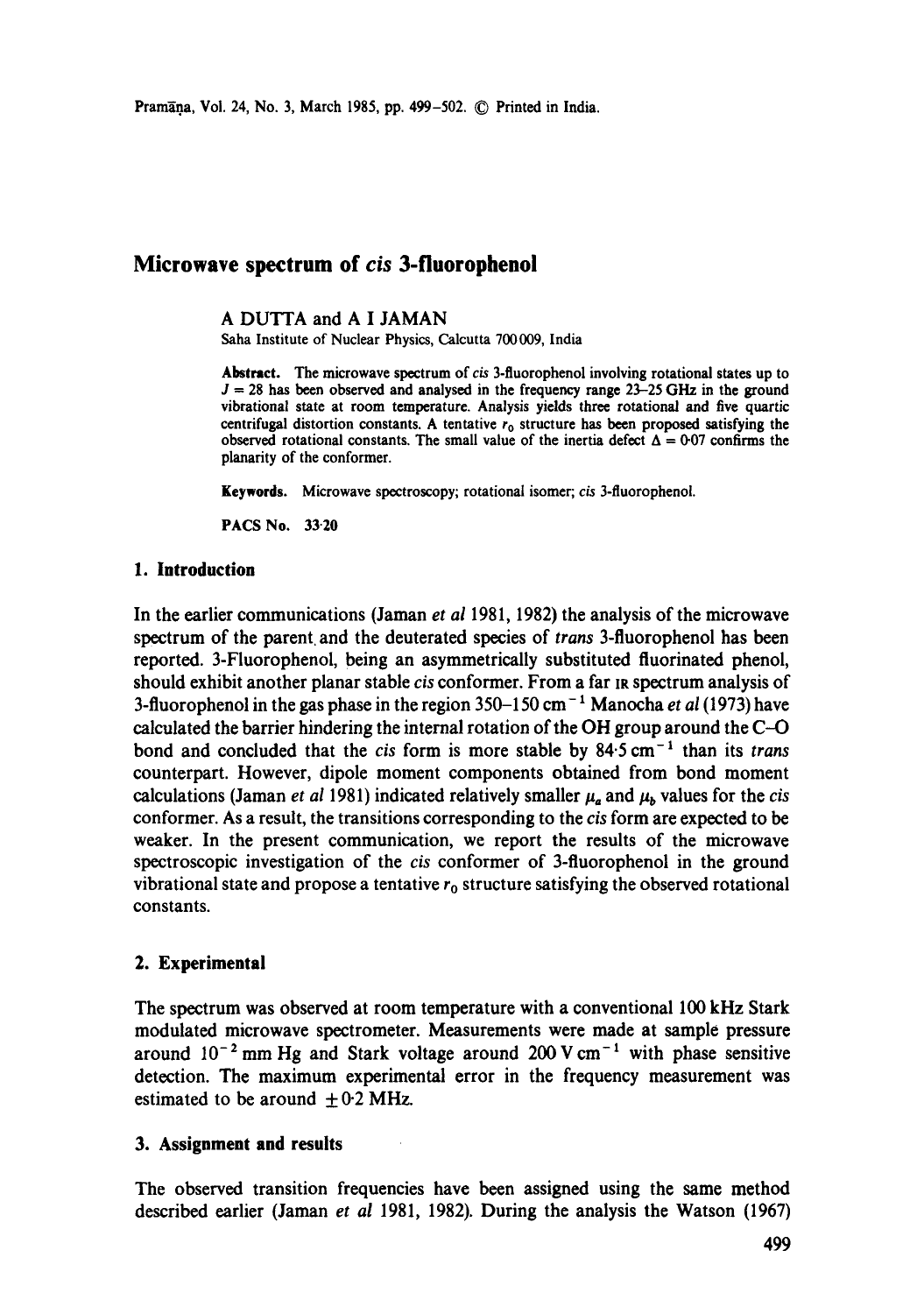# Microwave spectrum of *cis* 3-fluorophenol

A DUTTA and A I JAMAN

Saha Institute of Nuclear Physics, Calcutta 700009, India

**Abstract.** The microwave spectrum of *cis* 3-fluorophenol involving rotational states up to $J = 28$ has been observed and analysed in the frequency range 23–25 GHz in the ground vibrational state at room temperature. Analysis yields three rotational and five quartic centrifugal distortion constants. A tentative $r_0$ structure has been proposed satisfying the observed rotational constants. The small value of the inertia defect $\Delta = 0{\cdot}07$ confirms the planarity of the conformer.

**Keywords.** Microwave spectroscopy; rotational isomer; *cis* 3-fluorophenol.

**PACS No.** 33·20

## 1. Introduction

In the earlier communications (Jaman *et al* 1981, 1982) the analysis of the microwave spectrum of the parent and the deuterated species of *trans* 3-fluorophenol has been reported. 3-Fluorophenol, being an asymmetrically substituted fluorinated phenol, should exhibit another planar stable *cis* conformer. From a far IR spectrum analysis of 3-fluorophenol in the gas phase in the region 350–150 $cm^{-1}$ Manocha *et al* (1973) have calculated the barrier hindering the internal rotation of the OH group around the C–O bond and concluded that the *cis* form is more stable by 84·5 $cm^{-1}$ than its *trans* counterpart. However, dipole moment components obtained from bond moment calculations (Jaman *et al* 1981) indicated relatively smaller $\mu_a$ and $\mu_b$ values for the *cis* conformer. As a result, the transitions corresponding to the *cis* form are expected to be weaker. In the present communication, we report the results of the microwave spectroscopic investigation of the *cis* conformer of 3-fluorophenol in the ground vibrational state and propose a tentative $r_0$ structure satisfying the observed rotational constants.

## 2. Experimental

The spectrum was observed at room temperature with a conventional 100 kHz Stark modulated microwave spectrometer. Measurements were made at sample pressure around $10^{-2}$ mm Hg and Stark voltage around 200 V $cm^{-1}$ with phase sensitive detection. The maximum experimental error in the frequency measurement was estimated to be around $\pm 0{\cdot}2$ MHz.

## 3. Assignment and results

The observed transition frequencies have been assigned using the same method described earlier (Jaman *et al* 1981, 1982). During the analysis the Watson (1967)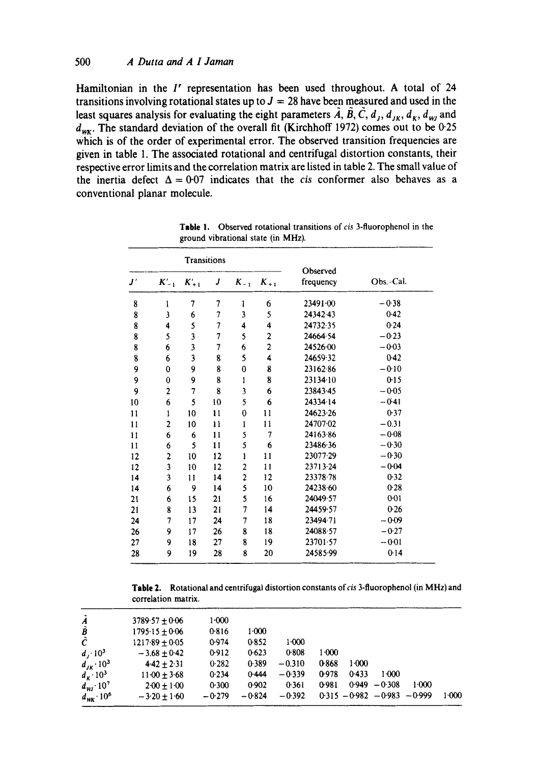Hamiltonian in the $I^r$ representation has been used throughout. A total of 24 transitions involving rotational states up to $J = 28$ have been measured and used in the least squares analysis for evaluating the eight parameters $\tilde{A}$, $\tilde{B}$, $\tilde{C}$, $d_J$, $d_{JK}$, $d_K$, $d_{WJ}$ and $d_{WK}$. The standard deviation of the overall fit (Kirchhoff 1972) comes out to be 0·25 which is of the order of experimental error. The observed transition frequencies are given in table 1. The associated rotational and centrifugal distortion constants, their respective error limits and the correlation matrix are listed in table 2. The small value of the inertia defect $\Delta = 0{\cdot}07$ indicates that the *cis* conformer also behaves as a conventional planar molecule.

**Table 1.** Observed rotational transitions of *cis* 3-fluorophenol in the ground vibrational state (in MHz).

| Transitions | | | | | | Observed frequency | Obs.-Cal. |
|---|---|---|---|---|---|---|---|
| $J'$ | $K'_{-1}$ | $K'_{+1}$ | $J$ | $K_{-1}$ | $K_{+1}$ | | |
| 8 | 1 | 7 | 7 | 1 | 6 | 23491·00 | −0·38 |
| 8 | 3 | 6 | 7 | 3 | 5 | 24342·43 | 0·42 |
| 8 | 4 | 5 | 7 | 4 | 4 | 24732·35 | 0·24 |
| 8 | 5 | 3 | 7 | 5 | 2 | 24664·54 | −0·23 |
| 8 | 6 | 3 | 7 | 6 | 2 | 24526·00 | −0·03 |
| 8 | 6 | 3 | 8 | 5 | 4 | 24659·32 | 0·42 |
| 9 | 0 | 9 | 8 | 0 | 8 | 23162·86 | −0·10 |
| 9 | 0 | 9 | 8 | 1 | 8 | 23134·10 | 0·15 |
| 9 | 2 | 7 | 8 | 3 | 6 | 23843·45 | −0·05 |
| 10 | 6 | 5 | 10 | 5 | 6 | 24334·14 | −0·41 |
| 11 | 1 | 10 | 11 | 0 | 11 | 24623·26 | 0·37 |
| 11 | 2 | 10 | 11 | 1 | 11 | 24707·02 | −0·31 |
| 11 | 6 | 6 | 11 | 5 | 7 | 24163·86 | −0·08 |
| 11 | 6 | 5 | 11 | 5 | 6 | 23486·36 | −0·30 |
| 12 | 2 | 10 | 12 | 1 | 11 | 23077·29 | −0·30 |
| 12 | 3 | 10 | 12 | 2 | 11 | 23713·24 | −0·04 |
| 14 | 3 | 11 | 14 | 2 | 12 | 23378·78 | 0·32 |
| 14 | 6 | 9 | 14 | 5 | 10 | 24238·60 | 0·28 |
| 21 | 6 | 15 | 21 | 5 | 16 | 24049·57 | 0·01 |
| 21 | 8 | 13 | 21 | 7 | 14 | 24459·57 | 0·26 |
| 24 | 7 | 17 | 24 | 7 | 18 | 23494·71 | −0·09 |
| 26 | 9 | 17 | 26 | 8 | 18 | 24088·57 | −0·27 |
| 27 | 9 | 18 | 27 | 8 | 19 | 23701·57 | −0·01 |
| 28 | 9 | 19 | 28 | 8 | 20 | 24585·99 | 0·14 |

**Table 2.** Rotational and centrifugal distortion constants of *cis* 3-fluorophenol (in MHz) and correlation matrix.

| | | | | | | | | | |
|---|---|---|---|---|---|---|---|---|---|
| $\tilde{A}$ | 3789·57 ± 0·06 | 1·000 | | | | | | | |
| $\tilde{B}$ | 1795·15 ± 0·06 | 0·816 | 1·000 | | | | | | |
| $\tilde{C}$ | 1217·89 ± 0·05 | 0·974 | 0·852 | 1·000 | | | | | |
| $d_J \cdot 10^3$ | −3.68 ± 0·42 | 0·912 | 0·623 | 0·808 | 1·000 | | | | |
| $d_{JK} \cdot 10^3$ | 4·42 ± 2·31 | 0·282 | 0·389 | −0.310 | 0·868 | 1·000 | | | |
| $d_K \cdot 10^3$ | 11·00 ± 3·68 | 0·234 | 0·444 | −0·339 | 0·978 | 0·433 | 1·000 | | |
| $d_{WJ} \cdot 10^7$ | 2·00 ± 1·00 | 0·300 | 0·902 | 0·361 | 0·981 | 0·949 | −0·308 | 1·000 | |
| $d_{WK} \cdot 10^6$ | −3·20 ± 1·60 | −0·279 | −0·824 | −0·392 | 0·315 | −0·982 | −0·983 | −0·999 | 1·000 |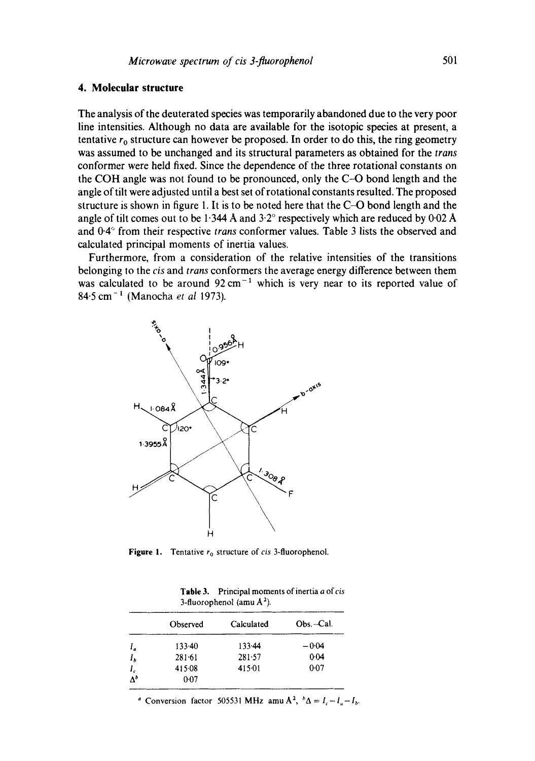## 4. Molecular structure

The analysis of the deuterated species was temporarily abandoned due to the very poor line intensities. Although no data are available for the isotopic species at present, a tentative $r_0$ structure can however be proposed. In order to do this, the ring geometry was assumed to be unchanged and its structural parameters as obtained for the *trans* conformer were held fixed. Since the dependence of the three rotational constants on the COH angle was not found to be pronounced, only the C–O bond length and the angle of tilt were adjusted until a best set of rotational constants resulted. The proposed structure is shown in figure 1. It is to be noted here that the C–O bond length and the angle of tilt comes out to be 1·344 Å and 3·2° respectively which are reduced by 0·02 Å and 0·4° from their respective *trans* conformer values. Table 3 lists the observed and calculated principal moments of inertia values.

Furthermore, from a consideration of the relative intensities of the transitions belonging to the *cis* and *trans* conformers the average energy difference between them was calculated to be around 92 $cm^{-1}$ which is very near to its reported value of 84·5 $cm^{-1}$ (Manocha *et al* 1973).

**Figure 1.** Tentative $r_0$ structure of *cis* 3-fluorophenol.

**Table 3.** Principal moments of inertia [a] of *cis* 3-fluorophenol (amu Å²).

| | Observed | Calculated | Obs.–Cal. |
|---|---|---|---|
| $I_a$ | 133·40 | 133·44 | −0·04 |
| $I_b$ | 281·61 | 281·57 | 0·04 |
| $I_c$ | 415·08 | 415·01 | 0·07 |
| $\Delta^b$ | 0·07 | | |

[a] Conversion factor 505531 MHz amu Å², [b] $\Delta = I_c - I_a - I_b$.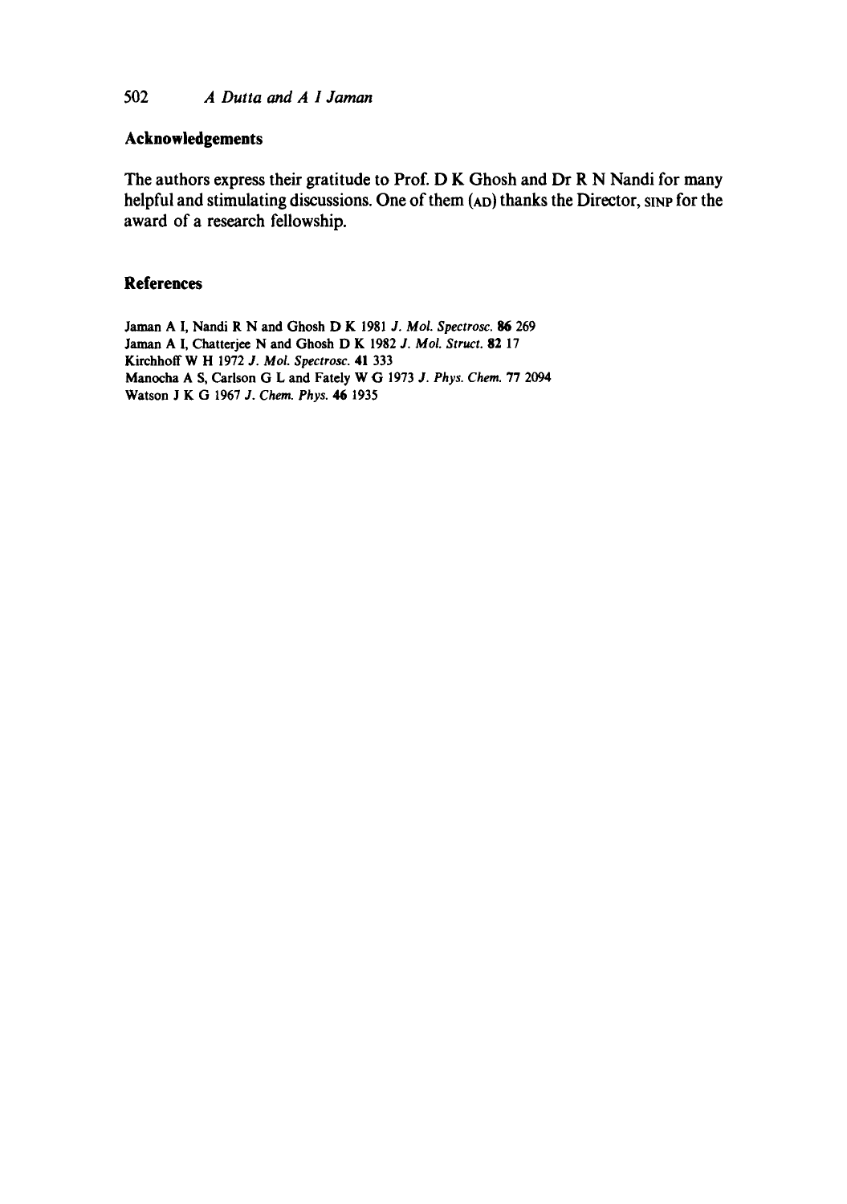## Acknowledgements

The authors express their gratitude to Prof. D K Ghosh and Dr R N Nandi for many helpful and stimulating discussions. One of them (AD) thanks the Director, SINP for the award of a research fellowship.

## References

Jaman A I, Nandi R N and Ghosh D K 1981 *J. Mol. Spectrosc.* **86** 269

Jaman A I, Chatterjee N and Ghosh D K 1982 *J. Mol. Struct.* **82** 17

Kirchhoff W H 1972 *J. Mol. Spectrosc.* **41** 333

Manocha A S, Carlson G L and Fately W G 1973 *J. Phys. Chem.* **77** 2094

Watson J K G 1967 *J. Chem. Phys.* **46** 1935